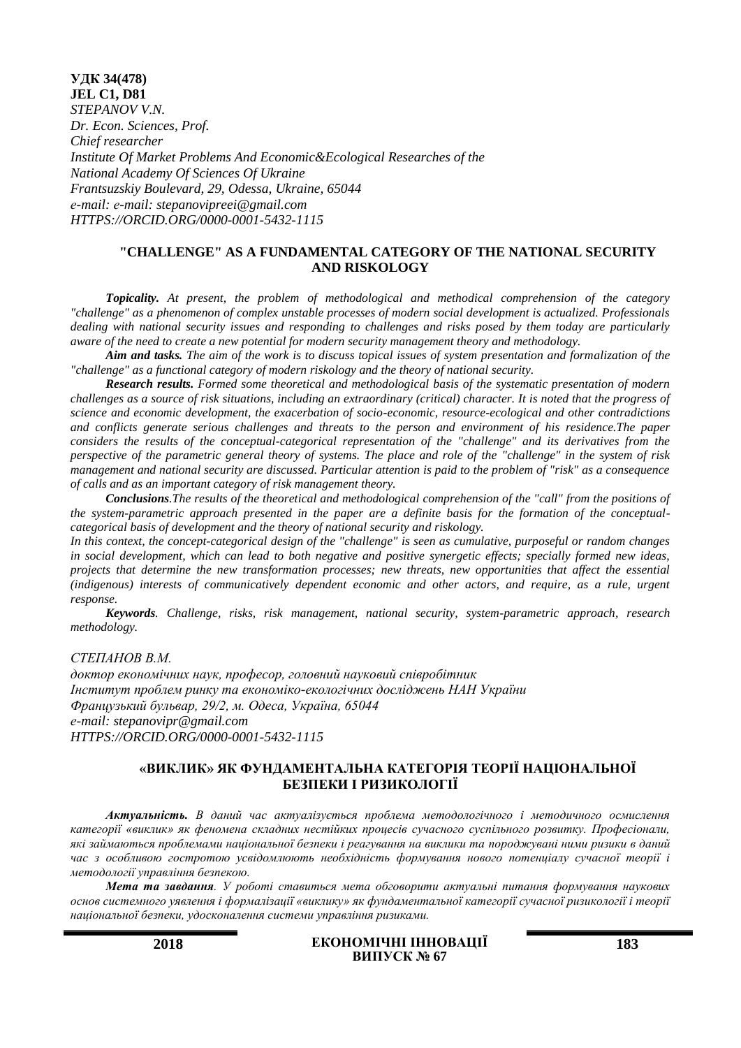**УДК 34(478)**
**JEL C1, D81**
*STEPANOV V.N.*
*Dr. Econ. Sciences, Prof.*
*Chief researcher*
*Institute Of Market Problems And Economic&Ecological Researches of the National Academy Of Sciences Of Ukraine*
*Frantsuzskiy Boulevard, 29, Odessa, Ukraine, 65044*
*e-mail: e-mail: stepanovipreei@gmail.com*
*HTTPS://ORCID.ORG/0000-0001-5432-1115*

## "CHALLENGE" AS A FUNDAMENTAL CATEGORY OF THE NATIONAL SECURITY AND RISKOLOGY

***Topicality.*** *At present, the problem of methodological and methodical comprehension of the category "challenge" as a phenomenon of complex unstable processes of modern social development is actualized. Professionals dealing with national security issues and responding to challenges and risks posed by them today are particularly aware of the need to create a new potential for modern security management theory and methodology.*

***Aim and tasks.*** *The aim of the work is to discuss topical issues of system presentation and formalization of the "challenge" as a functional category of modern riskology and the theory of national security.*

***Research results.*** *Formed some theoretical and methodological basis of the systematic presentation of modern challenges as a source of risk situations, including an extraordinary (critical) character. It is noted that the progress of science and economic development, the exacerbation of socio-economic, resource-ecological and other contradictions and conflicts generate serious challenges and threats to the person and environment of his residence.The paper considers the results of the conceptual-categorical representation of the "challenge" and its derivatives from the perspective of the parametric general theory of systems. The place and role of the "challenge" in the system of risk management and national security are discussed. Particular attention is paid to the problem of "risk" as a consequence of calls and as an important category of risk management theory.*

***Conclusions****.The results of the theoretical and methodological comprehension of the "call" from the positions of the system-parametric approach presented in the paper are a definite basis for the formation of the conceptual-categorical basis of development and the theory of national security and riskology.*

*In this context, the concept-categorical design of the "challenge" is seen as cumulative, purposeful or random changes in social development, which can lead to both negative and positive synergetic effects; specially formed new ideas, projects that determine the new transformation processes; new threats, new opportunities that affect the essential (indigenous) interests of communicatively dependent economic and other actors, and require, as a rule, urgent response.*

***Keywords****. Challenge, risks, risk management, national security, system-parametric approach, research methodology.*

*СТЕПАНОВ В.М.*
*доктор економічних наук, професор, головний науковий співробітник*
*Інститут проблем ринку та економіко-екологічних досліджень НАН України*
*Французький бульвар, 29/2, м. Одеса, Україна, 65044*
*e-mail: stepanovipr@gmail.com*
*HTTPS://ORCID.ORG/0000-0001-5432-1115*

## «ВИКЛИК» ЯК ФУНДАМЕНТАЛЬНА КАТЕГОРІЯ ТЕОРІЇ НАЦІОНАЛЬНОЇ БЕЗПЕКИ І РИЗИКОЛОГІЇ

***Актуальність.*** *В даний час актуалізується проблема методологічного і методичного осмислення категорії «виклик» як феномена складних нестійких процесів сучасного суспільного розвитку. Професіонали, які займаються проблемами національної безпеки і реагування на виклики та породжувані ними ризики в даний час з особливою гостротою усвідомлюють необхідність формування нового потенціалу сучасної теорії і методології управління безпекою.*

***Мета та завдання****. У роботі ставиться мета обговорити актуальні питання формування наукових основ системного уявлення і формалізації «виклику» як фундаментальної категорії сучасної ризикології і теорії національної безпеки, удосконалення системи управління ризиками.*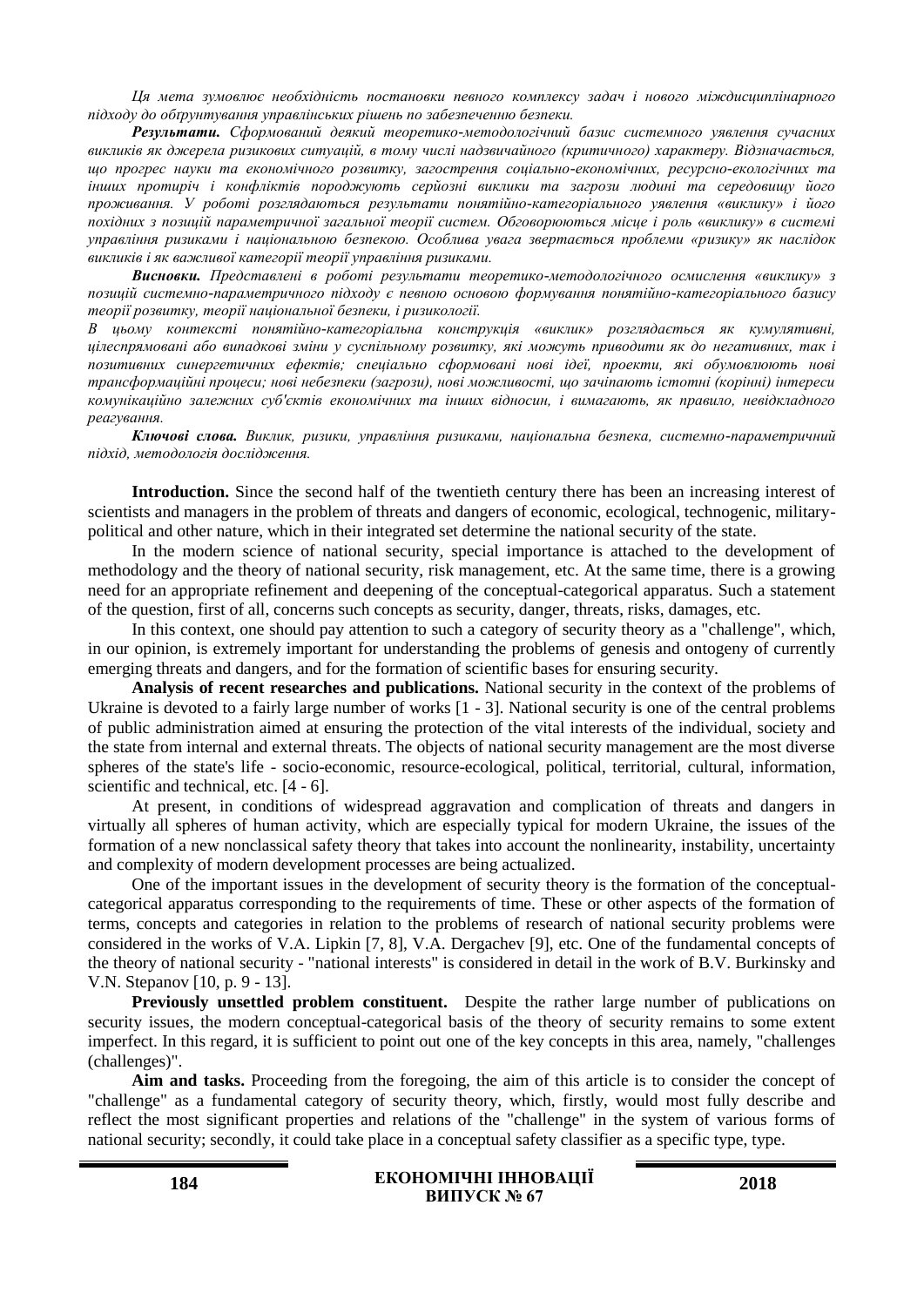*Ця мета зумовлює необхідність постановки певного комплексу задач і нового міждисциплінарного підходу до обґрунтування управлінських рішень по забезпеченню безпеки.*

***Результати.*** *Сформований деякий теоретико-методологічний базис системного уявлення сучасних викликів як джерела ризикових ситуацій, в тому числі надзвичайного (критичного) характеру. Відзначається, що прогрес науки та економічного розвитку, загострення соціально-економічних, ресурсно-екологічних та інших протиріч і конфліктів породжують серйозні виклики та загрози людині та середовищу його проживання. У роботі розглядаються результати понятійно-категоріального уявлення «виклику» і його похідних з позицій параметричної загальної теорії систем. Обговорюються місце і роль «виклику» в системі управління ризиками і національною безпекою. Особлива увага звертається проблеми «ризику» як наслідок викликів і як важливої категорії теорії управління ризиками.*

***Висновки.*** *Представлені в роботі результати теоретико-методологічного осмислення «виклику» з позицій системно-параметричного підходу є певною основою формування понятійно-категоріального базису теорії розвитку, теорії національної безпеки, і ризикології.*

*В цьому контексті понятійно-категоріальна конструкція «виклик» розглядається як кумулятивні, цілеспрямовані або випадкові зміни у суспільному розвитку, які можуть приводити як до негативних, так і позитивних синергетичних ефектів; спеціально сформовані нові ідеї, проекти, які обумовлюють нові трансформаційні процеси; нові небезпеки (загрози), нові можливості, що зачіпають істотні (корінні) інтереси комунікаційно залежних суб'єктів економічних та інших відносин, і вимагають, як правило, невідкладного реагування.*

***Ключові слова.*** *Виклик, ризики, управління ризиками, національна безпека, системно-параметричний підхід, методологія дослідження.*

**Introduction.** Since the second half of the twentieth century there has been an increasing interest of scientists and managers in the problem of threats and dangers of economic, ecological, technogenic, military-political and other nature, which in their integrated set determine the national security of the state.

In the modern science of national security, special importance is attached to the development of methodology and the theory of national security, risk management, etc. At the same time, there is a growing need for an appropriate refinement and deepening of the conceptual-categorical apparatus. Such a statement of the question, first of all, concerns such concepts as security, danger, threats, risks, damages, etc.

In this context, one should pay attention to such a category of security theory as a "challenge", which, in our opinion, is extremely important for understanding the problems of genesis and ontogeny of currently emerging threats and dangers, and for the formation of scientific bases for ensuring security.

**Analysis of recent researches and publications.** National security in the context of the problems of Ukraine is devoted to a fairly large number of works [1 - 3]. National security is one of the central problems of public administration aimed at ensuring the protection of the vital interests of the individual, society and the state from internal and external threats. The objects of national security management are the most diverse spheres of the state's life - socio-economic, resource-ecological, political, territorial, cultural, information, scientific and technical, etc. [4 - 6].

At present, in conditions of widespread aggravation and complication of threats and dangers in virtually all spheres of human activity, which are especially typical for modern Ukraine, the issues of the formation of a new nonclassical safety theory that takes into account the nonlinearity, instability, uncertainty and complexity of modern development processes are being actualized.

One of the important issues in the development of security theory is the formation of the conceptual-categorical apparatus corresponding to the requirements of time. These or other aspects of the formation of terms, concepts and categories in relation to the problems of research of national security problems were considered in the works of V.A. Lipkin [7, 8], V.A. Dergachev [9], etc. One of the fundamental concepts of the theory of national security - "national interests" is considered in detail in the work of B.V. Burkinsky and V.N. Stepanov [10, p. 9 - 13].

**Previously unsettled problem constituent.** Despite the rather large number of publications on security issues, the modern conceptual-categorical basis of the theory of security remains to some extent imperfect. In this regard, it is sufficient to point out one of the key concepts in this area, namely, "challenges (challenges)".

**Aim and tasks.** Proceeding from the foregoing, the aim of this article is to consider the concept of "challenge" as a fundamental category of security theory, which, firstly, would most fully describe and reflect the most significant properties and relations of the "challenge" in the system of various forms of national security; secondly, it could take place in a conceptual safety classifier as a specific type, type.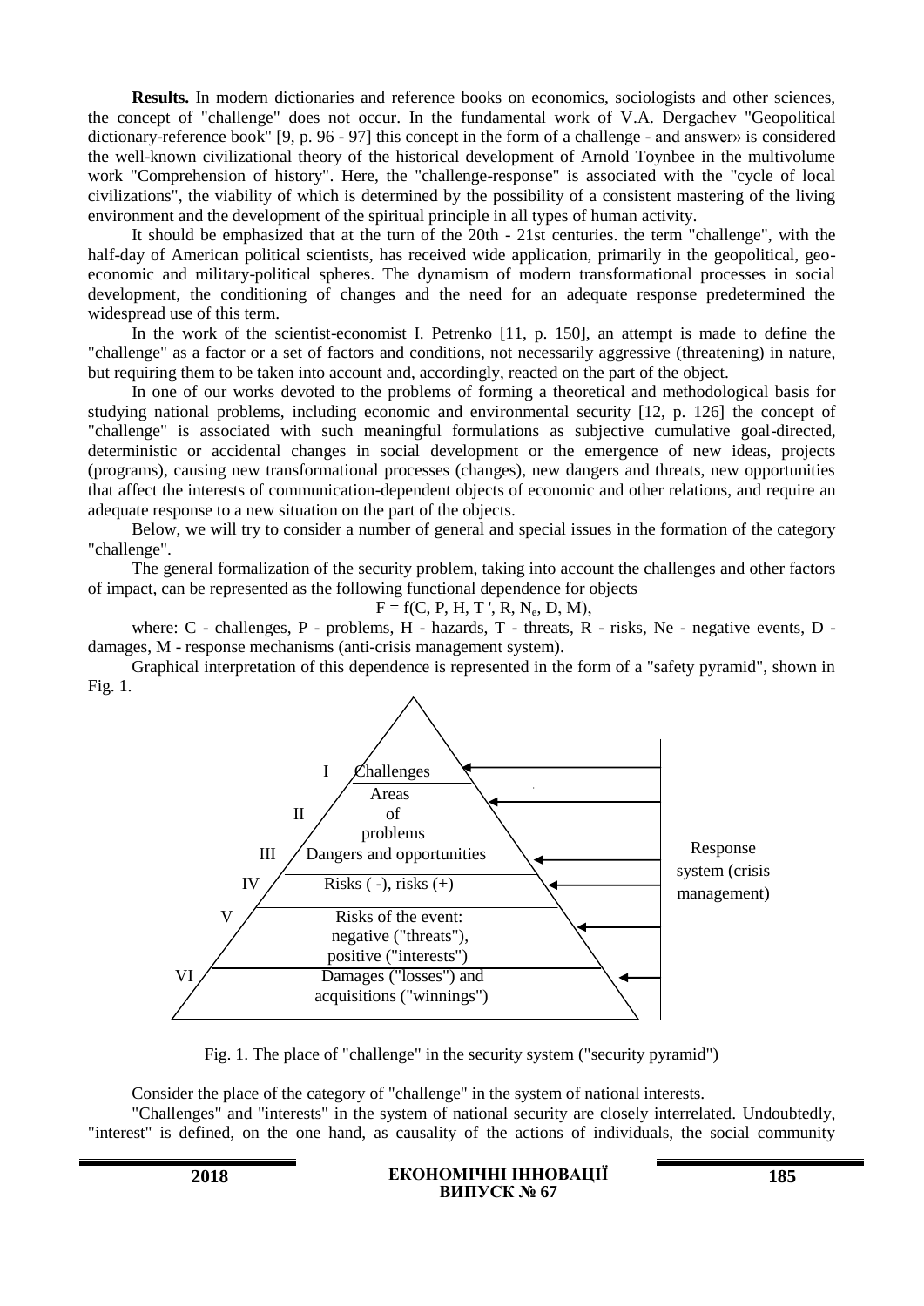**Results.** In modern dictionaries and reference books on economics, sociologists and other sciences, the concept of "challenge" does not occur. In the fundamental work of V.A. Dergachev "Geopolitical dictionary-reference book" [9, p. 96 - 97] this concept in the form of a challenge - and answer» is considered the well-known civilizational theory of the historical development of Arnold Toynbee in the multivolume work "Comprehension of history". Here, the "challenge-response" is associated with the "cycle of local civilizations", the viability of which is determined by the possibility of a consistent mastering of the living environment and the development of the spiritual principle in all types of human activity.

It should be emphasized that at the turn of the 20th - 21st centuries. the term "challenge", with the half-day of American political scientists, has received wide application, primarily in the geopolitical, geo-economic and military-political spheres. The dynamism of modern transformational processes in social development, the conditioning of changes and the need for an adequate response predetermined the widespread use of this term.

In the work of the scientist-economist I. Petrenko [11, p. 150], an attempt is made to define the "challenge" as a factor or a set of factors and conditions, not necessarily aggressive (threatening) in nature, but requiring them to be taken into account and, accordingly, reacted on the part of the object.

In one of our works devoted to the problems of forming a theoretical and methodological basis for studying national problems, including economic and environmental security [12, p. 126] the concept of "challenge" is associated with such meaningful formulations as subjective cumulative goal-directed, deterministic or accidental changes in social development or the emergence of new ideas, projects (programs), causing new transformational processes (changes), new dangers and threats, new opportunities that affect the interests of communication-dependent objects of economic and other relations, and require an adequate response to a new situation on the part of the objects.

Below, we will try to consider a number of general and special issues in the formation of the category "challenge".

The general formalization of the security problem, taking into account the challenges and other factors of impact, can be represented as the following functional dependence for objects

$$F = f(C, P, H, T', R, N_e, D, M),$$

where: C - challenges, P - problems, H - hazards, T - threats, R - risks, Ne - negative events, D - damages, M - response mechanisms (anti-crisis management system).

Graphical interpretation of this dependence is represented in the form of a "safety pyramid", shown in Fig. 1.

| Level | Content |
|---|---|
| I | Challenges |
| II | Areas of problems |
| III | Dangers and opportunities |
| IV | Risks ( -), risks (+) |
| V | Risks of the event: negative ("threats"), positive ("interests") |
| VI | Damages ("losses") and acquisitions ("winnings") |

Response system (crisis management)

Fig. 1. The place of "challenge" in the security system ("security pyramid")

Consider the place of the category of "challenge" in the system of national interests.

"Challenges" and "interests" in the system of national security are closely interrelated. Undoubtedly, "interest" is defined, on the one hand, as causality of the actions of individuals, the social community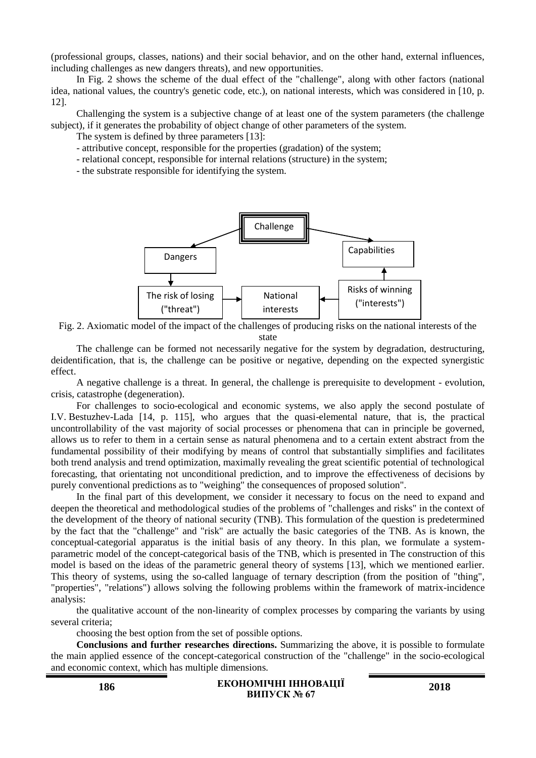(professional groups, classes, nations) and their social behavior, and on the other hand, external influences, including challenges as new dangers threats), and new opportunities.

In Fig. 2 shows the scheme of the dual effect of the "challenge", along with other factors (national idea, national values, the country's genetic code, etc.), on national interests, which was considered in [10, p. 12].

Challenging the system is a subjective change of at least one of the system parameters (the challenge subject), if it generates the probability of object change of other parameters of the system.

The system is defined by three parameters [13]:

- attributive concept, responsible for the properties (gradation) of the system;
- relational concept, responsible for internal relations (structure) in the system;
- the substrate responsible for identifying the system.

Challenge

Dangers

Capabilities

The risk of losing ("threat")

National interests

Risks of winning ("interests")

Fig. 2. Axiomatic model of the impact of the challenges of producing risks on the national interests of the state

The challenge can be formed not necessarily negative for the system by degradation, destructuring, deidentification, that is, the challenge can be positive or negative, depending on the expected synergistic effect.

A negative challenge is a threat. In general, the challenge is prerequisite to development - evolution, crisis, catastrophe (degeneration).

For challenges to socio-ecological and economic systems, we also apply the second postulate of I.V. Bestuzhev-Lada [14, p. 115], who argues that the quasi-elemental nature, that is, the practical uncontrollability of the vast majority of social processes or phenomena that can in principle be governed, allows us to refer to them in a certain sense as natural phenomena and to a certain extent abstract from the fundamental possibility of their modifying by means of control that substantially simplifies and facilitates both trend analysis and trend optimization, maximally revealing the great scientific potential of technological forecasting, that orientating not unconditional prediction, and to improve the effectiveness of decisions by purely conventional predictions as to "weighing" the consequences of proposed solution".

In the final part of this development, we consider it necessary to focus on the need to expand and deepen the theoretical and methodological studies of the problems of "challenges and risks" in the context of the development of the theory of national security (TNB). This formulation of the question is predetermined by the fact that the "challenge" and "risk" are actually the basic categories of the TNB. As is known, the conceptual-categorial apparatus is the initial basis of any theory. In this plan, we formulate a system-parametric model of the concept-categorical basis of the TNB, which is presented in The construction of this model is based on the ideas of the parametric general theory of systems [13], which we mentioned earlier. This theory of systems, using the so-called language of ternary description (from the position of "thing", "properties", "relations") allows solving the following problems within the framework of matrix-incidence analysis:

the qualitative account of the non-linearity of complex processes by comparing the variants by using several criteria;

choosing the best option from the set of possible options.

**Conclusions and further researches directions.** Summarizing the above, it is possible to formulate the main applied essence of the concept-categorical construction of the "challenge" in the socio-ecological and economic context, which has multiple dimensions.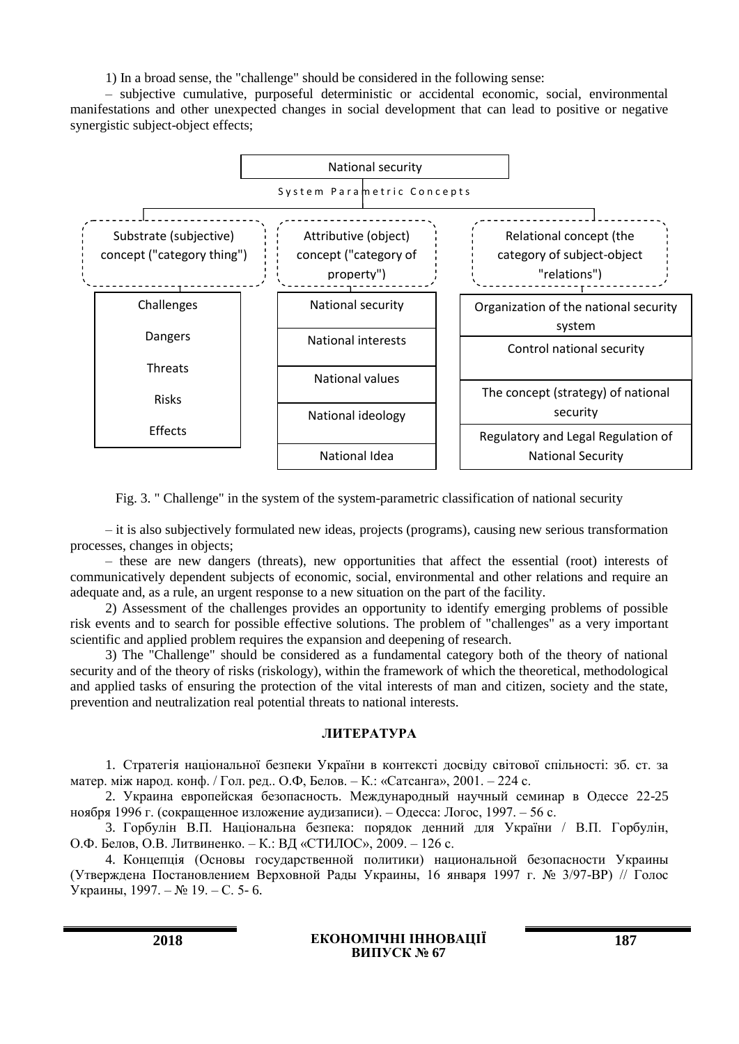1) In a broad sense, the "challenge" should be considered in the following sense:

– subjective cumulative, purposeful deterministic or accidental economic, social, environmental manifestations and other unexpected changes in social development that can lead to positive or negative synergistic subject-object effects;

National security

System Parametric Concepts

| Substrate (subjective) concept ("category thing") | Attributive (object) concept ("category of property") | Relational concept (the category of subject-object "relations") |
|---|---|---|
| Challenges | National security | Organization of the national security system |
| Dangers | National interests | Control national security |
| Threats | National values | The concept (strategy) of national security |
| Risks | National ideology | Regulatory and Legal Regulation of National Security |
| Effects | National Idea | |

Fig. 3. " Challenge" in the system of the system-parametric classification of national security

– it is also subjectively formulated new ideas, projects (programs), causing new serious transformation processes, changes in objects;

– these are new dangers (threats), new opportunities that affect the essential (root) interests of communicatively dependent subjects of economic, social, environmental and other relations and require an adequate and, as a rule, an urgent response to a new situation on the part of the facility.

2) Assessment of the challenges provides an opportunity to identify emerging problems of possible risk events and to search for possible effective solutions. The problem of "challenges" as a very important scientific and applied problem requires the expansion and deepening of research.

3) The "Challenge" should be considered as a fundamental category both of the theory of national security and of the theory of risks (riskology), within the framework of which the theoretical, methodological and applied tasks of ensuring the protection of the vital interests of man and citizen, society and the state, prevention and neutralization real potential threats to national interests.

## ЛИТЕРАТУРА

1. Стратегія національної безпеки України в контексті досвіду світової спільності: зб. ст. за матер. між народ. конф. / Гол. ред.. О.Ф, Бєлов. – К.: «Сатсанга», 2001. – 224 с.

2. Украина европейская безопасность. Международный научный семинар в Одессе 22-25 ноября 1996 г. (сокращенное изложение аудизаписи). – Одесса: Логос, 1997. – 56 с.

3. Горбулін В.П. Національна безпека: порядок денний для України / В.П. Горбулін, О.Ф. Бєлов, О.В. Литвиненко. – К.: ВД «СТИЛОС», 2009. – 126 с.

4. Концепція (Основы государственной политики) национальной безопасности Украины (Утверждена Постановлением Верховной Рады Украины, 16 января 1997 г. № 3/97-ВР) // Голос Украины, 1997. – № 19. – С. 5- 6.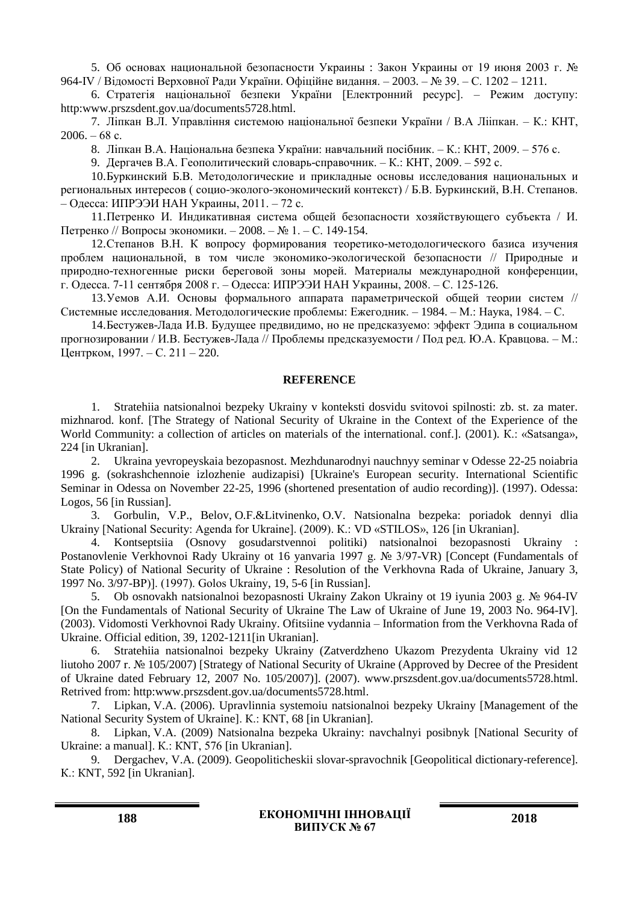5. Об основах национальной безопасности Украины : Закон Украины от 19 июня 2003 г. № 964-IV / Відомості Верховної Ради України. Офіційне видання. – 2003. – № 39. – С. 1202 – 1211.

6. Стратегія національної безпеки України [Електронний ресурс]. – Режим доступу: http:www.prszsdent.gov.ua/documents5728.html.

7. Ліпкан В.Л. Управління системою національної безпеки України / В.А Лііпкан. – К.: КНТ, 2006. – 68 с.

8. Ліпкан В.А. Національна безпека України: навчальний посібник. – К.: КНТ, 2009. – 576 с.

9. Дергачев В.А. Геополитический словарь-справочник. – К.: КНТ, 2009. – 592 с.

10. Буркинский Б.В. Методологические и прикладные основы исследования национальных и региональных интересов ( социо-эколого-экономический контекст) / Б.В. Буркинский, В.Н. Степанов. – Одесса: ИПРЭЭИ НАН Украины, 2011. – 72 с.

11. Петренко И. Индикативная система общей безопасности хозяйствующего субъекта / И. Петренко // Вопросы экономики. – 2008. – № 1. – С. 149-154.

12. Степанов В.Н. К вопросу формирования теоретико-методологического базиса изучения проблем национальной, в том числе экономико-экологической безопасности // Природные и природно-техногенные риски береговой зоны морей. Материалы международной конференции, г. Одесса. 7-11 сентября 2008 г. – Одесса: ИПРЭЭИ НАН Украины, 2008. – С. 125-126.

13. Уемов А.И. Основы формального аппарата параметрической общей теории систем // Системные исследования. Методологические проблемы: Ежегодник. – 1984. – М.: Наука, 1984. – С.

14. Бестужев-Лада И.В. Будущее предвидимо, но не предсказуемо: эффект Эдипа в социальном прогнозировании / И.В. Бестужев-Лада // Проблемы предсказуемости / Под ред. Ю.А. Кравцова. – М.: Центрком, 1997. – С. 211 – 220.

## REFERENCE

1. Stratehiia natsionalnoi bezpeky Ukrainy v konteksti dosvidu svitovoi spilnosti: zb. st. za mater. mizhnarod. konf. [The Strategy of National Security of Ukraine in the Context of the Experience of the World Community: a collection of articles on materials of the international. conf.]. (2001). K.: «Satsanga», 224 [in Ukranian].

2. Ukraina yevropeyskaia bezopasnost. Mezhdunarodnyi nauchnyy seminar v Odesse 22-25 noiabria 1996 g. (sokrashchennoie izlozhenie audizapisi) [Ukraine's European security. International Scientific Seminar in Odessa on November 22-25, 1996 (shortened presentation of audio recording)]. (1997). Odessa: Logos, 56 [in Russian].

3. Gorbulin, V.P., Belov, O.F.&Litvinenko, O.V. Natsionalna bezpeka: poriadok dennyi dlia Ukrainy [National Security: Agenda for Ukraine]. (2009). K.: VD «STILOS», 126 [in Ukranian].

4. Kontseptsiia (Osnovy gosudarstvennoi politiki) natsionalnoi bezopasnosti Ukrainy : Postanovlenie Verkhovnoi Rady Ukrainy ot 16 yanvaria 1997 g. № 3/97-VR) [Concept (Fundamentals of State Policy) of National Security of Ukraine : Resolution of the Verkhovna Rada of Ukraine, January 3, 1997 No. 3/97-ВР)]. (1997). Golos Ukrainy, 19, 5-6 [in Russian].

5. Ob osnovakh natsionalnoi bezopasnosti Ukrainy Zakon Ukrainy ot 19 iyunia 2003 g. № 964-IV [On the Fundamentals of National Security of Ukraine The Law of Ukraine of June 19, 2003 No. 964-IV]. (2003). Vidomosti Verkhovnoi Rady Ukrainy. Ofitsiine vydannia – Information from the Verkhovna Rada of Ukraine. Official edition, 39, 1202-1211[in Ukranian].

6. Stratehiia natsionalnoi bezpeky Ukrainy (Zatverdzheno Ukazom Prezydenta Ukrainy vid 12 liutoho 2007 r. № 105/2007) [Strategy of National Security of Ukraine (Approved by Decree of the President of Ukraine dated February 12, 2007 No. 105/2007)]. (2007). www.prszsdent.gov.ua/documents5728.html. Retrived from: http:www.prszsdent.gov.ua/documents5728.html.

7. Lipkan, V.A. (2006). Upravlinnia systemoiu natsionalnoi bezpeky Ukrainy [Management of the National Security System of Ukraine]. K.: KNT, 68 [in Ukranian].

8. Lipkan, V.A. (2009) Natsionalna bezpeka Ukrainy: navchalnyi posibnyk [National Security of Ukraine: a manual]. K.: KNT, 576 [in Ukranian].

9. Dergachev, V.A. (2009). Geopoliticheskii slovar-spravochnik [Geopolitical dictionary-reference]. K.: KNT, 592 [in Ukranian].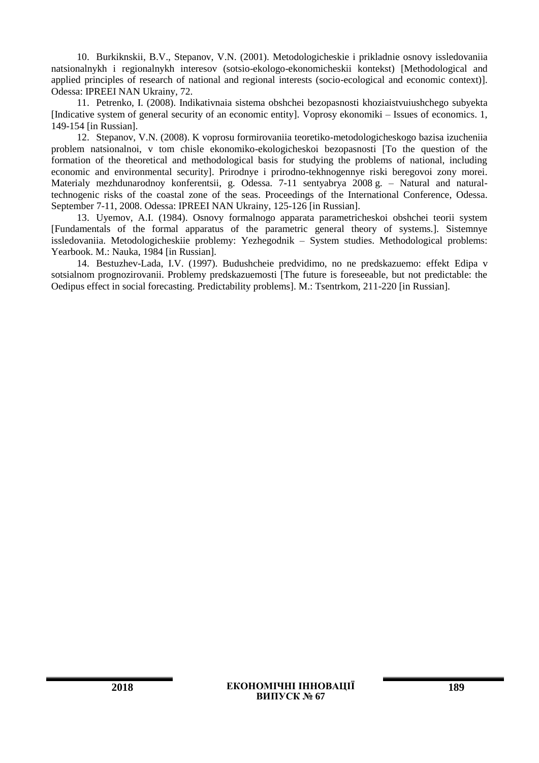10. Burkiknskii, B.V., Stepanov, V.N. (2001). Metodologicheskie i prikladnie osnovy issledovaniia natsionalnykh i regionalnykh interesov (sotsio-ekologo-ekonomicheskii kontekst) [Methodological and applied principles of research of national and regional interests (socio-ecological and economic context)]. Odessa: IPREEI NAN Ukrainy, 72.

11. Petrenko, I. (2008). Indikativnaia sistema obshchei bezopasnosti khoziaistvuiushchego subyekta [Indicative system of general security of an economic entity]. Voprosy ekonomiki – Issues of economics. 1, 149-154 [in Russian].

12. Stepanov, V.N. (2008). K voprosu formirovaniia teoretiko-metodologicheskogo bazisa izucheniia problem natsionalnoi, v tom chisle ekonomiko-ekologicheskoi bezopasnosti [To the question of the formation of the theoretical and methodological basis for studying the problems of national, including economic and environmental security]. Prirodnye i prirodno-tekhnogennye riski beregovoi zony morei. Materialy mezhdunarodnoy konferentsii, g. Odessa. 7-11 sentyabrya 2008 g. – Natural and natural-technogenic risks of the coastal zone of the seas. Proceedings of the International Conference, Odessa. September 7-11, 2008. Odessa: IPREEI NAN Ukrainy, 125-126 [in Russian].

13. Uyemov, A.I. (1984). Osnovy formalnogo apparata parametricheskoi obshchei teorii system [Fundamentals of the formal apparatus of the parametric general theory of systems.]. Sistemnye issledovaniia. Metodologicheskiie problemy: Yezhegodnik – System studies. Methodological problems: Yearbook. M.: Nauka, 1984 [in Russian].

14. Bestuzhev-Lada, I.V. (1997). Budushcheie predvidimo, no ne predskazuemo: effekt Edipa v sotsialnom prognozirovanii. Problemy predskazuemosti [The future is foreseeable, but not predictable: the Oedipus effect in social forecasting. Predictability problems]. M.: Tsentrkom, 211-220 [in Russian].